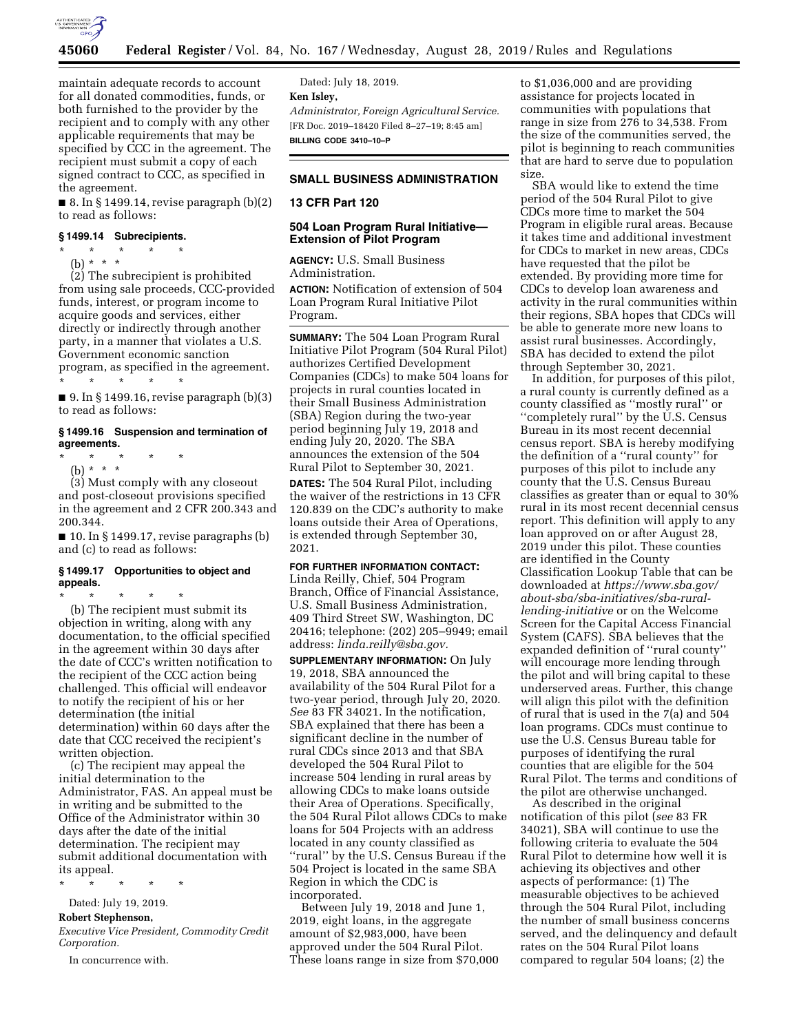maintain adequate records to account for all donated commodities, funds, or both furnished to the provider by the recipient and to comply with any other applicable requirements that may be specified by CCC in the agreement. The recipient must submit a copy of each signed contract to CCC, as specified in the agreement.

■ 8. In § 1499.14, revise paragraph (b)(2) to read as follows:

### § 1499.14 Subrecipients.

\* \* \* \* \*

(b) \* \* \*

(2) The subrecipient is prohibited from using sale proceeds, CCC-provided funds, interest, or program income to acquire goods and services, either directly or indirectly through another party, in a manner that violates a U.S. Government economic sanction program, as specified in the agreement.

\* \* \* \* \*

■ 9. In § 1499.16, revise paragraph (b)(3) to read as follows:

### § 1499.16 Suspension and termination of agreements.

\* \* \* \* \*

(b) \* \* \*

(3) Must comply with any closeout and post-closeout provisions specified in the agreement and 2 CFR 200.343 and 200.344.

■ 10. In § 1499.17, revise paragraphs (b) and (c) to read as follows:

### § 1499.17 Opportunities to object and appeals.

\* \* \* \* \*

(b) The recipient must submit its objection in writing, along with any documentation, to the official specified in the agreement within 30 days after the date of CCC's written notification to the recipient of the CCC action being challenged. This official will endeavor to notify the recipient of his or her determination (the initial determination) within 60 days after the date that CCC received the recipient's written objection.

(c) The recipient may appeal the initial determination to the Administrator, FAS. An appeal must be in writing and be submitted to the Office of the Administrator within 30 days after the date of the initial determination. The recipient may submit additional documentation with its appeal.

\* \* \* \* \*

Dated: July 19, 2019.

**Robert Stephenson,**

*Executive Vice President, Commodity Credit Corporation.*

In concurrence with.

Dated: July 18, 2019.

**Ken Isley,**

*Administrator, Foreign Agricultural Service.*

[FR Doc. 2019–18420 Filed 8–27–19; 8:45 am]

**BILLING CODE 3410–10–P**

---

## SMALL BUSINESS ADMINISTRATION

### 13 CFR Part 120

### 504 Loan Program Rural Initiative—Extension of Pilot Program

**AGENCY:** U.S. Small Business Administration.

**ACTION:** Notification of extension of 504 Loan Program Rural Initiative Pilot Program.

**SUMMARY:** The 504 Loan Program Rural Initiative Pilot Program (504 Rural Pilot) authorizes Certified Development Companies (CDCs) to make 504 loans for projects in rural counties located in their Small Business Administration (SBA) Region during the two-year period beginning July 19, 2018 and ending July 20, 2020. The SBA announces the extension of the 504 Rural Pilot to September 30, 2021.

**DATES:** The 504 Rural Pilot, including the waiver of the restrictions in 13 CFR 120.839 on the CDC's authority to make loans outside their Area of Operations, is extended through September 30, 2021.

**FOR FURTHER INFORMATION CONTACT:** Linda Reilly, Chief, 504 Program Branch, Office of Financial Assistance, U.S. Small Business Administration, 409 Third Street SW, Washington, DC 20416; telephone: (202) 205–9949; email address: *linda.reilly@sba.gov.*

**SUPPLEMENTARY INFORMATION:** On July 19, 2018, SBA announced the availability of the 504 Rural Pilot for a two-year period, through July 20, 2020. *See* 83 FR 34021. In the notification, SBA explained that there has been a significant decline in the number of rural CDCs since 2013 and that SBA developed the 504 Rural Pilot to increase 504 lending in rural areas by allowing CDCs to make loans outside their Area of Operations. Specifically, the 504 Rural Pilot allows CDCs to make loans for 504 Projects with an address located in any county classified as ''rural'' by the U.S. Census Bureau if the 504 Project is located in the same SBA Region in which the CDC is incorporated.

Between July 19, 2018 and June 1, 2019, eight loans, in the aggregate amount of $2,983,000, have been approved under the 504 Rural Pilot. These loans range in size from $70,000 to $1,036,000 and are providing assistance for projects located in communities with populations that range in size from 276 to 34,538. From the size of the communities served, the pilot is beginning to reach communities that are hard to serve due to population size.

SBA would like to extend the time period of the 504 Rural Pilot to give CDCs more time to market the 504 Program in eligible rural areas. Because it takes time and additional investment for CDCs to market in new areas, CDCs have requested that the pilot be extended. By providing more time for CDCs to develop loan awareness and activity in the rural communities within their regions, SBA hopes that CDCs will be able to generate more new loans to assist rural businesses. Accordingly, SBA has decided to extend the pilot through September 30, 2021.

In addition, for purposes of this pilot, a rural county is currently defined as a county classified as ''mostly rural'' or ''completely rural'' by the U.S. Census Bureau in its most recent decennial census report. SBA is hereby modifying the definition of a ''rural county'' for purposes of this pilot to include any county that the U.S. Census Bureau classifies as greater than or equal to 30% rural in its most recent decennial census report. This definition will apply to any loan approved on or after August 28, 2019 under this pilot. These counties are identified in the County Classification Lookup Table that can be downloaded at *https://www.sba.gov/about-sba/sba-initiatives/sba-rural-lending-initiative* or on the Welcome Screen for the Capital Access Financial System (CAFS). SBA believes that the expanded definition of ''rural county'' will encourage more lending through the pilot and will bring capital to these underserved areas. Further, this change will align this pilot with the definition of rural that is used in the 7(a) and 504 loan programs. CDCs must continue to use the U.S. Census Bureau table for purposes of identifying the rural counties that are eligible for the 504 Rural Pilot. The terms and conditions of the pilot are otherwise unchanged.

As described in the original notification of this pilot (*see* 83 FR 34021), SBA will continue to use the following criteria to evaluate the 504 Rural Pilot to determine how well it is achieving its objectives and other aspects of performance: (1) The measurable objectives to be achieved through the 504 Rural Pilot, including the number of small business concerns served, and the delinquency and default rates on the 504 Rural Pilot loans compared to regular 504 loans; (2) the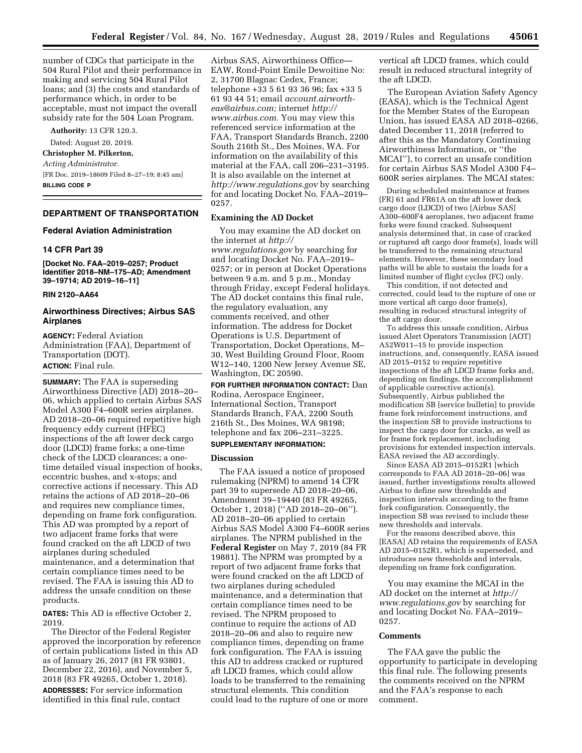number of CDCs that participate in the 504 Rural Pilot and their performance in making and servicing 504 Rural Pilot loans; and (3) the costs and standards of performance which, in order to be acceptable, must not impact the overall subsidy rate for the 504 Loan Program.

**Authority:** 13 CFR 120.3.

Dated: August 20, 2019.

**Christopher M. Pilkerton,**

*Acting Administrator.*

[FR Doc. 2019–18609 Filed 8–27–19; 8:45 am]

**BILLING CODE P**

---

## DEPARTMENT OF TRANSPORTATION

### Federal Aviation Administration

### 14 CFR Part 39

**[Docket No. FAA–2019–0257; Product Identifier 2018–NM–175–AD; Amendment 39–19714; AD 2019–16–11]**

**RIN 2120–AA64**

### Airworthiness Directives; Airbus SAS Airplanes

**AGENCY:** Federal Aviation Administration (FAA), Department of Transportation (DOT).

**ACTION:** Final rule.

**SUMMARY:** The FAA is superseding Airworthiness Directive (AD) 2018–20–06, which applied to certain Airbus SAS Model A300 F4–600R series airplanes. AD 2018–20–06 required repetitive high frequency eddy current (HFEC) inspections of the aft lower deck cargo door (LDCD) frame forks; a one-time check of the LDCD clearances; a one-time detailed visual inspection of hooks, eccentric bushes, and x-stops; and corrective actions if necessary. This AD retains the actions of AD 2018–20–06 and requires new compliance times, depending on frame fork configuration. This AD was prompted by a report of two adjacent frame forks that were found cracked on the aft LDCD of two airplanes during scheduled maintenance, and a determination that certain compliance times need to be revised. The FAA is issuing this AD to address the unsafe condition on these products.

**DATES:** This AD is effective October 2, 2019.

The Director of the Federal Register approved the incorporation by reference of certain publications listed in this AD as of January 26, 2017 (81 FR 93801, December 22, 2016), and November 5, 2018 (83 FR 49265, October 1, 2018).

**ADDRESSES:** For service information identified in this final rule, contact Airbus SAS, Airworthiness Office—EAW, Rond-Point Emile Dewoitine No: 2, 31700 Blagnac Cedex, France; telephone +33 5 61 93 36 96; fax +33 5 61 93 44 51; email *account.airworth-eas@airbus.com;* internet *http://www.airbus.com.* You may view this referenced service information at the FAA, Transport Standards Branch, 2200 South 216th St., Des Moines, WA. For information on the availability of this material at the FAA, call 206–231–3195. It is also available on the internet at *http://www.regulations.gov* by searching for and locating Docket No. FAA–2019–0257.

#### Examining the AD Docket

You may examine the AD docket on the internet at *http://www.regulations.gov* by searching for and locating Docket No. FAA–2019–0257; or in person at Docket Operations between 9 a.m. and 5 p.m., Monday through Friday, except Federal holidays. The AD docket contains this final rule, the regulatory evaluation, any comments received, and other information. The address for Docket Operations is U.S. Department of Transportation, Docket Operations, M–30, West Building Ground Floor, Room W12–140, 1200 New Jersey Avenue SE, Washington, DC 20590.

**FOR FURTHER INFORMATION CONTACT:** Dan Rodina, Aerospace Engineer, International Section, Transport Standards Branch, FAA, 2200 South 216th St., Des Moines, WA 98198; telephone and fax 206–231–3225.

**SUPPLEMENTARY INFORMATION:**

#### Discussion

The FAA issued a notice of proposed rulemaking (NPRM) to amend 14 CFR part 39 to supersede AD 2018–20–06, Amendment 39–19440 (83 FR 49265, October 1, 2018) (''AD 2018–20–06''). AD 2018–20–06 applied to certain Airbus SAS Model A300 F4–600R series airplanes. The NPRM published in the **Federal Register** on May 7, 2019 (84 FR 19881). The NPRM was prompted by a report of two adjacent frame forks that were found cracked on the aft LDCD of two airplanes during scheduled maintenance, and a determination that certain compliance times need to be revised. The NPRM proposed to continue to require the actions of AD 2018–20–06 and also to require new compliance times, depending on frame fork configuration. The FAA is issuing this AD to address cracked or ruptured aft LDCD frames, which could allow loads to be transferred to the remaining structural elements. This condition could lead to the rupture of one or more vertical aft LDCD frames, which could result in reduced structural integrity of the aft LDCD.

The European Aviation Safety Agency (EASA), which is the Technical Agent for the Member States of the European Union, has issued EASA AD 2018–0266, dated December 11, 2018 (referred to after this as the Mandatory Continuing Airworthiness Information, or ''the MCAI''), to correct an unsafe condition for certain Airbus SAS Model A300 F4–600R series airplanes. The MCAI states:

> During scheduled maintenance at frames (FR) 61 and FR61A on the aft lower deck cargo door (LDCD) of two [Airbus SAS] A300–600F4 aeroplanes, two adjacent frame forks were found cracked. Subsequent analysis determined that, in case of cracked or ruptured aft cargo door frame(s), loads will be transferred to the remaining structural elements. However, these secondary load paths will be able to sustain the loads for a limited number of flight cycles (FC) only.
>
> This condition, if not detected and corrected, could lead to the rupture of one or more vertical aft cargo door frame(s), resulting in reduced structural integrity of the aft cargo door.
>
> To address this unsafe condition, Airbus issued Alert Operators Transmission (AOT) A52W011–15 to provide inspection instructions, and, consequently, EASA issued AD 2015–0152 to require repetitive inspections of the aft LDCD frame forks and, depending on findings, the accomplishment of applicable corrective action(s). Subsequently, Airbus published the modification SB [service bulletin] to provide frame fork reinforcement instructions, and the inspection SB to provide instructions to inspect the cargo door for cracks, as well as for frame fork replacement, including provisions for extended inspection intervals. EASA revised the AD accordingly.
>
> Since EASA AD 2015–0152R1 [which corresponds to FAA AD 2018–20–06] was issued, further investigations results allowed Airbus to define new thresholds and inspection intervals according to the frame fork configuration. Consequently, the inspection SB was revised to include these new thresholds and intervals.
>
> For the reasons described above, this [EASA] AD retains the requirements of EASA AD 2015–0152R1, which is superseded, and introduces new thresholds and intervals, depending on frame fork configuration.

You may examine the MCAI in the AD docket on the internet at *http://www.regulations.gov* by searching for and locating Docket No. FAA–2019–0257.

#### Comments

The FAA gave the public the opportunity to participate in developing this final rule. The following presents the comments received on the NPRM and the FAA's response to each comment.